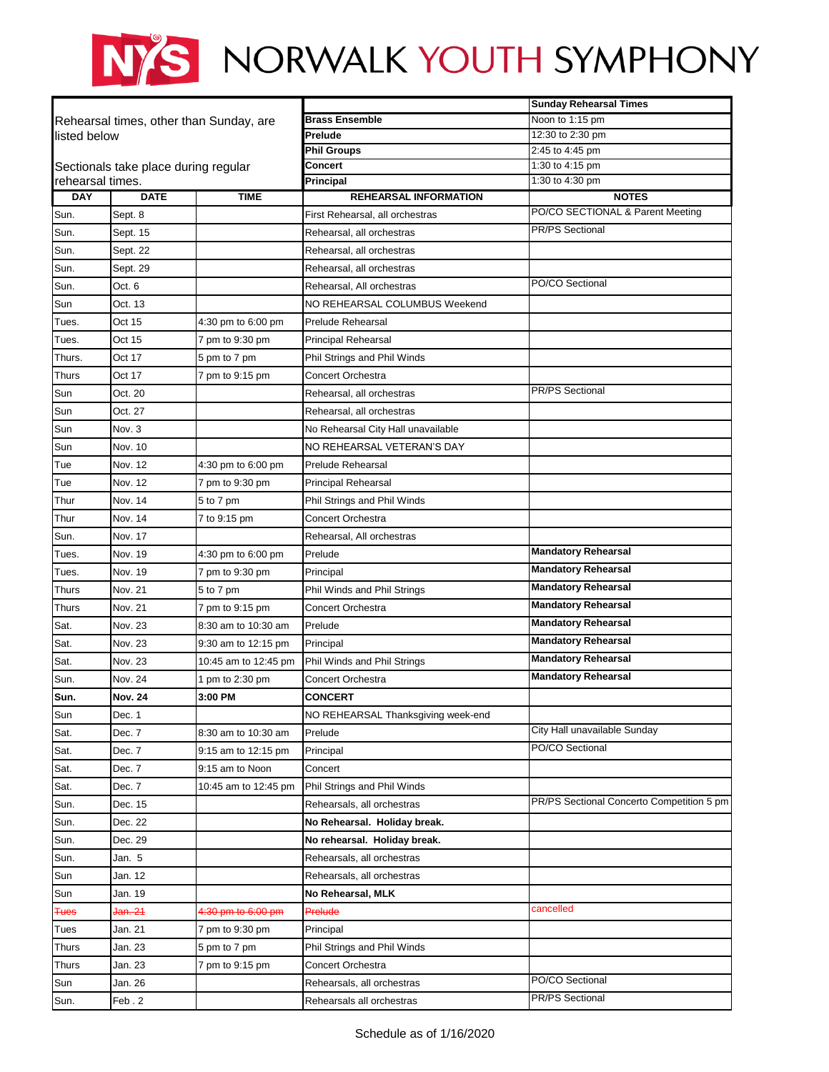# NYS NORWALK YOUTH SYMPHONY

Rehearsal times, other than Sunday, are listed below

Sectionals take place during regular rehearsal times.

| | Sunday Rehearsal Times |
|---|---|
| **Brass Ensemble** | Noon to 1:15 pm |
| **Prelude** | 12:30 to 2:30 pm |
| **Phil Groups** | 2:45 to 4:45 pm |
| **Concert** | 1:30 to 4:15 pm |
| **Principal** | 1:30 to 4:30 pm |

| DAY | DATE | TIME | REHEARSAL INFORMATION | NOTES |
|---|---|---|---|---|
| Sun. | Sept. 8 | | First Rehearsal, all orchestras | PO/CO SECTIONAL & Parent Meeting |
| Sun. | Sept. 15 | | Rehearsal, all orchestras | PR/PS Sectional |
| Sun. | Sept. 22 | | Rehearsal, all orchestras | |
| Sun. | Sept. 29 | | Rehearsal, all orchestras | |
| Sun. | Oct. 6 | | Rehearsal, All orchestras | PO/CO Sectional |
| Sun | Oct. 13 | | NO REHEARSAL COLUMBUS Weekend | |
| Tues. | Oct 15 | 4:30 pm to 6:00 pm | Prelude Rehearsal | |
| Tues. | Oct 15 | 7 pm to 9:30 pm | Principal Rehearsal | |
| Thurs. | Oct 17 | 5 pm to 7 pm | Phil Strings and Phil Winds | |
| Thurs | Oct 17 | 7 pm to 9:15 pm | Concert Orchestra | |
| Sun | Oct. 20 | | Rehearsal, all orchestras | PR/PS Sectional |
| Sun | Oct. 27 | | Rehearsal, all orchestras | |
| Sun | Nov. 3 | | No Rehearsal City Hall unavailable | |
| Sun | Nov. 10 | | NO REHEARSAL VETERAN'S DAY | |
| Tue | Nov. 12 | 4:30 pm to 6:00 pm | Prelude Rehearsal | |
| Tue | Nov. 12 | 7 pm to 9:30 pm | Principal Rehearsal | |
| Thur | Nov. 14 | 5 to 7 pm | Phil Strings and Phil Winds | |
| Thur | Nov. 14 | 7 to 9:15 pm | Concert Orchestra | |
| Sun. | Nov. 17 | | Rehearsal, All orchestras | |
| Tues. | Nov. 19 | 4:30 pm to 6:00 pm | Prelude | **Mandatory Rehearsal** |
| Tues. | Nov. 19 | 7 pm to 9:30 pm | Principal | **Mandatory Rehearsal** |
| Thurs | Nov. 21 | 5 to 7 pm | Phil Winds and Phil Strings | **Mandatory Rehearsal** |
| Thurs | Nov. 21 | 7 pm to 9:15 pm | Concert Orchestra | **Mandatory Rehearsal** |
| Sat. | Nov. 23 | 8:30 am to 10:30 am | Prelude | **Mandatory Rehearsal** |
| Sat. | Nov. 23 | 9:30 am to 12:15 pm | Principal | **Mandatory Rehearsal** |
| Sat. | Nov. 23 | 10:45 am to 12:45 pm | Phil Winds and Phil Strings | **Mandatory Rehearsal** |
| Sun. | Nov. 24 | 1 pm to 2:30 pm | Concert Orchestra | **Mandatory Rehearsal** |
| **Sun.** | **Nov. 24** | **3:00 PM** | **CONCERT** | |
| Sun | Dec. 1 | | NO REHEARSAL Thanksgiving week-end | |
| Sat. | Dec. 7 | 8:30 am to 10:30 am | Prelude | City Hall unavailable Sunday |
| Sat. | Dec. 7 | 9:15 am to 12:15 pm | Principal | PO/CO Sectional |
| Sat. | Dec. 7 | 9:15 am to Noon | Concert | |
| Sat. | Dec. 7 | 10:45 am to 12:45 pm | Phil Strings and Phil Winds | |
| Sun. | Dec. 15 | | Rehearsals, all orchestras | PR/PS Sectional Concerto Competition 5 pm |
| Sun. | Dec. 22 | | **No Rehearsal. Holiday break.** | |
| Sun. | Dec. 29 | | **No rehearsal. Holiday break.** | |
| Sun. | Jan. 5 | | Rehearsals, all orchestras | |
| Sun | Jan. 12 | | Rehearsals, all orchestras | |
| Sun | Jan. 19 | | **No Rehearsal, MLK** | |
| ~~Tues~~ | ~~Jan. 21~~ | ~~4:30 pm to 6:00 pm~~ | ~~Prelude~~ | cancelled |
| Tues | Jan. 21 | 7 pm to 9:30 pm | Principal | |
| Thurs | Jan. 23 | 5 pm to 7 pm | Phil Strings and Phil Winds | |
| Thurs | Jan. 23 | 7 pm to 9:15 pm | Concert Orchestra | |
| Sun | Jan. 26 | | Rehearsals, all orchestras | PO/CO Sectional |
| Sun. | Feb . 2 | | Rehearsals all orchestras | PR/PS Sectional |

Schedule as of 1/16/2020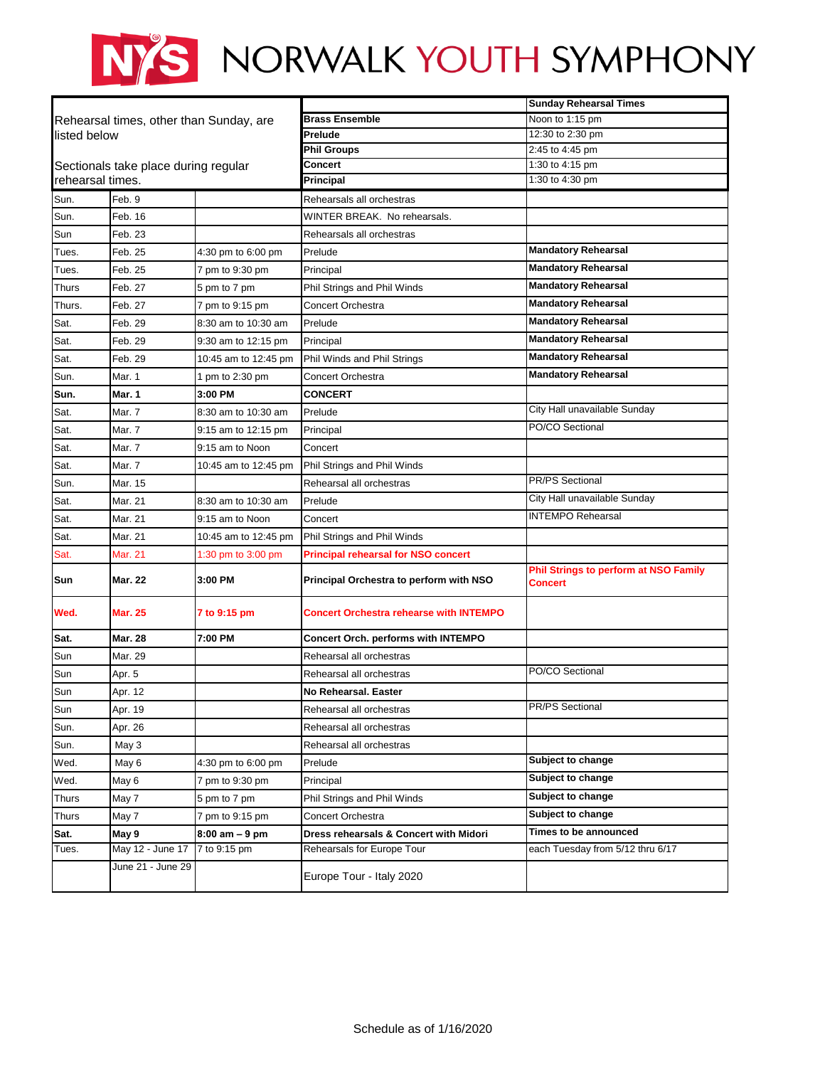# NYS NORWALK YOUTH SYMPHONY

| Rehearsal times, other than Sunday, are listed below<br><br>Sectionals take place during regular rehearsal times. | | | | **Sunday Rehearsal Times** |
|---|---|---|---|---|
| | | | **Brass Ensemble** | Noon to 1:15 pm |
| | | | **Prelude** | 12:30 to 2:30 pm |
| | | | **Phil Groups** | 2:45 to 4:45 pm |
| | | | **Concert** | 1:30 to 4:15 pm |
| | | | **Principal** | 1:30 to 4:30 pm |
| Sun. | Feb. 9 | | Rehearsals all orchestras | |
| Sun. | Feb. 16 | | WINTER BREAK. No rehearsals. | |
| Sun | Feb. 23 | | Rehearsals all orchestras | |
| Tues. | Feb. 25 | 4:30 pm to 6:00 pm | Prelude | **Mandatory Rehearsal** |
| Tues. | Feb. 25 | 7 pm to 9:30 pm | Principal | **Mandatory Rehearsal** |
| Thurs | Feb. 27 | 5 pm to 7 pm | Phil Strings and Phil Winds | **Mandatory Rehearsal** |
| Thurs. | Feb. 27 | 7 pm to 9:15 pm | Concert Orchestra | **Mandatory Rehearsal** |
| Sat. | Feb. 29 | 8:30 am to 10:30 am | Prelude | **Mandatory Rehearsal** |
| Sat. | Feb. 29 | 9:30 am to 12:15 pm | Principal | **Mandatory Rehearsal** |
| Sat. | Feb. 29 | 10:45 am to 12:45 pm | Phil Winds and Phil Strings | **Mandatory Rehearsal** |
| Sun. | Mar. 1 | 1 pm to 2:30 pm | Concert Orchestra | **Mandatory Rehearsal** |
| **Sun.** | **Mar. 1** | **3:00 PM** | **CONCERT** | |
| Sat. | Mar. 7 | 8:30 am to 10:30 am | Prelude | City Hall unavailable Sunday |
| Sat. | Mar. 7 | 9:15 am to 12:15 pm | Principal | PO/CO Sectional |
| Sat. | Mar. 7 | 9:15 am to Noon | Concert | |
| Sat. | Mar. 7 | 10:45 am to 12:45 pm | Phil Strings and Phil Winds | |
| Sun. | Mar. 15 | | Rehearsal all orchestras | PR/PS Sectional |
| Sat. | Mar. 21 | 8:30 am to 10:30 am | Prelude | City Hall unavailable Sunday |
| Sat. | Mar. 21 | 9:15 am to Noon | Concert | INTEMPO Rehearsal |
| Sat. | Mar. 21 | 10:45 am to 12:45 pm | Phil Strings and Phil Winds | |
| Sat. | Mar. 21 | 1:30 pm to 3:00 pm | **Principal rehearsal for NSO concert** | |
| **Sun** | **Mar. 22** | **3:00 PM** | **Principal Orchestra to perform with NSO** | **Phil Strings to perform at NSO Family Concert** |
| **Wed.** | **Mar. 25** | **7 to 9:15 pm** | **Concert Orchestra rehearse with INTEMPO** | |
| **Sat.** | **Mar. 28** | **7:00 PM** | **Concert Orch. performs with INTEMPO** | |
| Sun | Mar. 29 | | Rehearsal all orchestras | |
| Sun | Apr. 5 | | Rehearsal all orchestras | PO/CO Sectional |
| Sun | Apr. 12 | | **No Rehearsal. Easter** | |
| Sun | Apr. 19 | | Rehearsal all orchestras | PR/PS Sectional |
| Sun. | Apr. 26 | | Rehearsal all orchestras | |
| Sun. | May 3 | | Rehearsal all orchestras | |
| Wed. | May 6 | 4:30 pm to 6:00 pm | Prelude | **Subject to change** |
| Wed. | May 6 | 7 pm to 9:30 pm | Principal | **Subject to change** |
| Thurs | May 7 | 5 pm to 7 pm | Phil Strings and Phil Winds | **Subject to change** |
| Thurs | May 7 | 7 pm to 9:15 pm | Concert Orchestra | **Subject to change** |
| **Sat.** | **May 9** | **8:00 am – 9 pm** | **Dress rehearsals & Concert with Midori** | **Times to be announced** |
| Tues. | May 12 - June 17 | 7 to 9:15 pm | Rehearsals for Europe Tour | each Tuesday from 5/12 thru 6/17 |
| | June 21 - June 29 | | Europe Tour - Italy 2020 | |

Schedule as of 1/16/2020